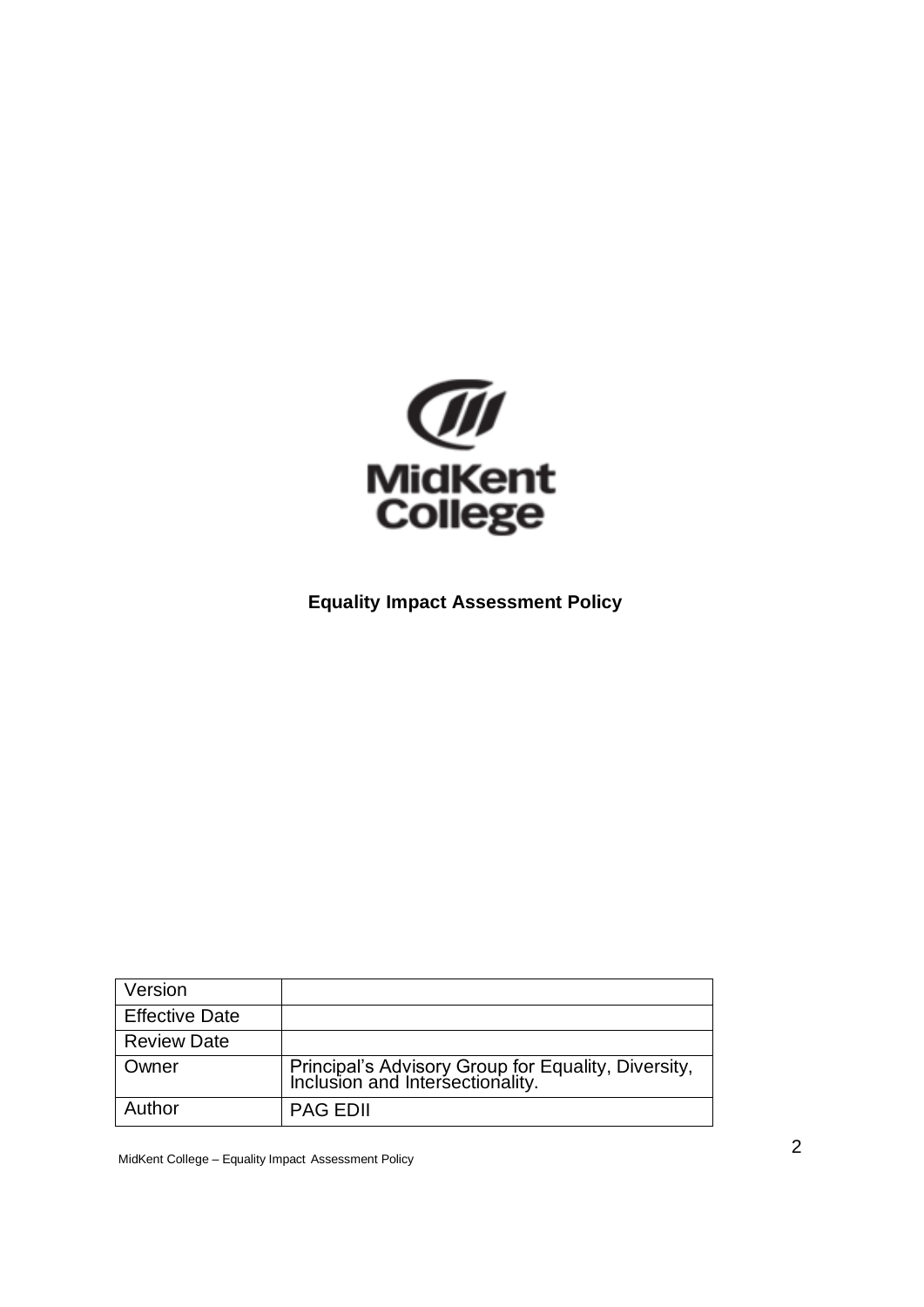MidKent College

# Equality Impact Assessment Policy

| Version | |
|---|---|
| Effective Date | |
| Review Date | |
| Owner | Principal's Advisory Group for Equality, Diversity, Inclusion and Intersectionality. |
| Author | PAG EDII |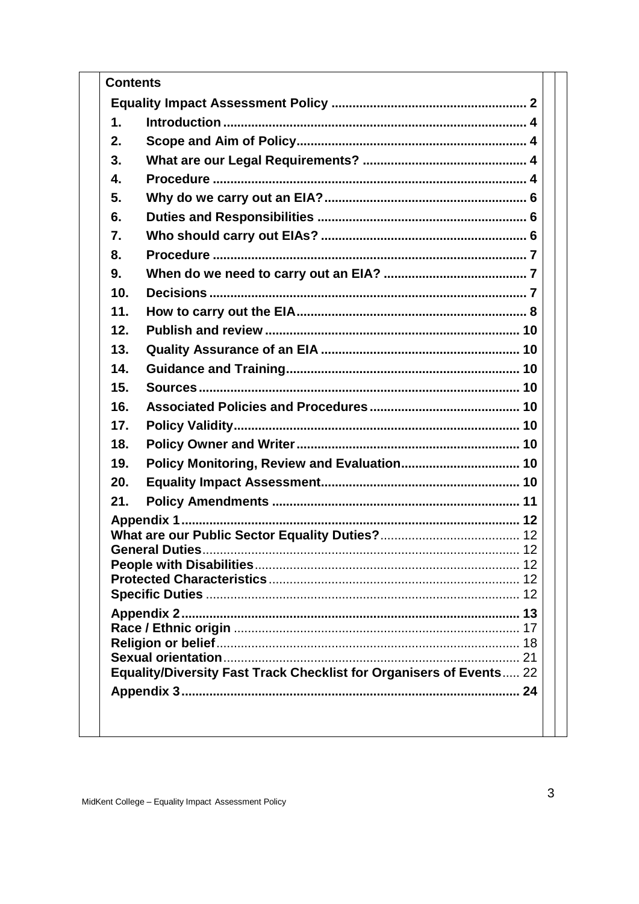**Contents**

**Equality Impact Assessment Policy** ...................................................... 2

1. **Introduction** ...................................................................................... 4
2. **Scope and Aim of Policy** ................................................................. 4
3. **What are our Legal Requirements?** .............................................. 4
4. **Procedure** ......................................................................................... 4
5. **Why do we carry out an EIA?** ........................................................ 6
6. **Duties and Responsibilities** ........................................................... 6
7. **Who should carry out EIAs?** .......................................................... 6
8. **Procedure** ......................................................................................... 7
9. **When do we need to carry out an EIA?** ......................................... 7
10. **Decisions** .......................................................................................... 7
11. **How to carry out the EIA** ................................................................ 8
12. **Publish and review** ......................................................................... 10
13. **Quality Assurance of an EIA** ......................................................... 10
14. **Guidance and Training** ................................................................... 10
15. **Sources** ............................................................................................ 10
16. **Associated Policies and Procedures** ............................................ 10
17. **Policy Validity** .................................................................................. 10
18. **Policy Owner and Writer** ................................................................ 10
19. **Policy Monitoring, Review and Evaluation** ................................... 10
20. **Equality Impact Assessment** .......................................................... 10
21. **Policy Amendments** ........................................................................ 11

**Appendix 1** ............................................................................................... 12
**What are our Public Sector Equality Duties?** ........................................ 12
**General Duties** ......................................................................................... 12
**People with Disabilities** ........................................................................... 12
**Protected Characteristics** ........................................................................ 12
**Specific Duties** ......................................................................................... 12

**Appendix 2** ............................................................................................... 13
**Race / Ethnic origin** ................................................................................. 17
**Religion or belief** ..................................................................................... 18
**Sexual orientation** ................................................................................... 21
**Equality/Diversity Fast Track Checklist for Organisers of Events** ..... 22

**Appendix 3** ............................................................................................... 24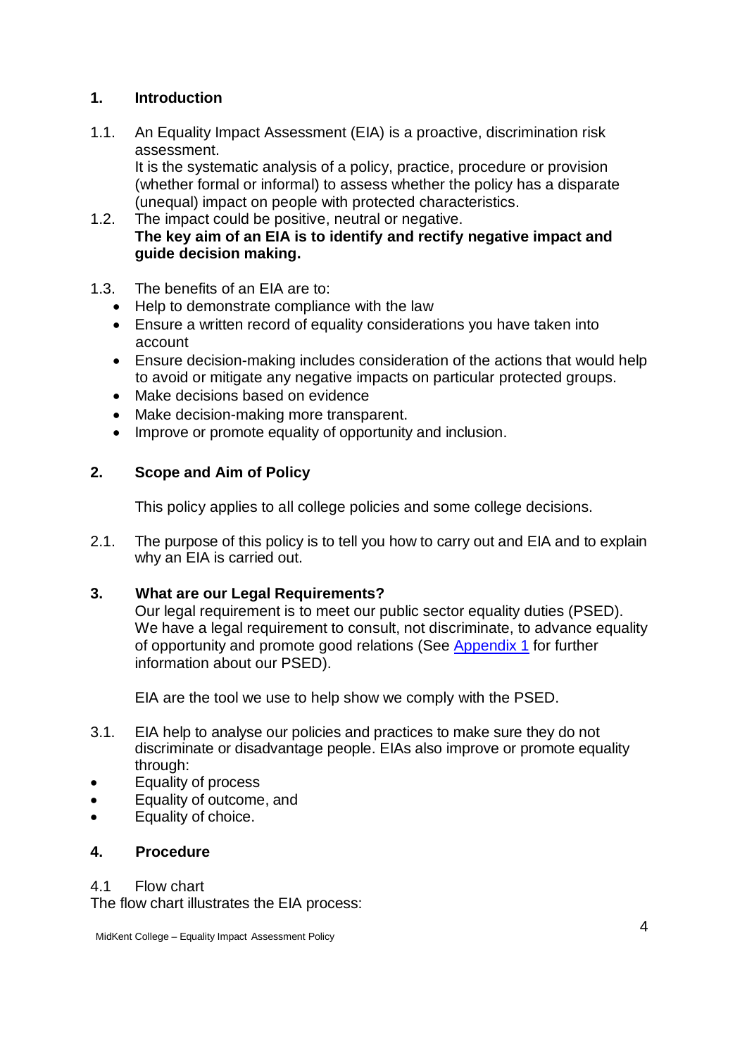## 1. Introduction

1.1. An Equality Impact Assessment (EIA) is a proactive, discrimination risk assessment.
It is the systematic analysis of a policy, practice, procedure or provision (whether formal or informal) to assess whether the policy has a disparate (unequal) impact on people with protected characteristics.

1.2. The impact could be positive, neutral or negative.
**The key aim of an EIA is to identify and rectify negative impact and guide decision making.**

1.3. The benefits of an EIA are to:

- Help to demonstrate compliance with the law
- Ensure a written record of equality considerations you have taken into account
- Ensure decision-making includes consideration of the actions that would help to avoid or mitigate any negative impacts on particular protected groups.
- Make decisions based on evidence
- Make decision-making more transparent.
- Improve or promote equality of opportunity and inclusion.

## 2. Scope and Aim of Policy

This policy applies to all college policies and some college decisions.

2.1. The purpose of this policy is to tell you how to carry out and EIA and to explain why an EIA is carried out.

## 3. What are our Legal Requirements?

Our legal requirement is to meet our public sector equality duties (PSED). We have a legal requirement to consult, not discriminate, to advance equality of opportunity and promote good relations (See Appendix 1 for further information about our PSED).

EIA are the tool we use to help show we comply with the PSED.

3.1. EIA help to analyse our policies and practices to make sure they do not discriminate or disadvantage people. EIAs also improve or promote equality through:

- Equality of process
- Equality of outcome, and
- Equality of choice.

## 4. Procedure

4.1 Flow chart

The flow chart illustrates the EIA process: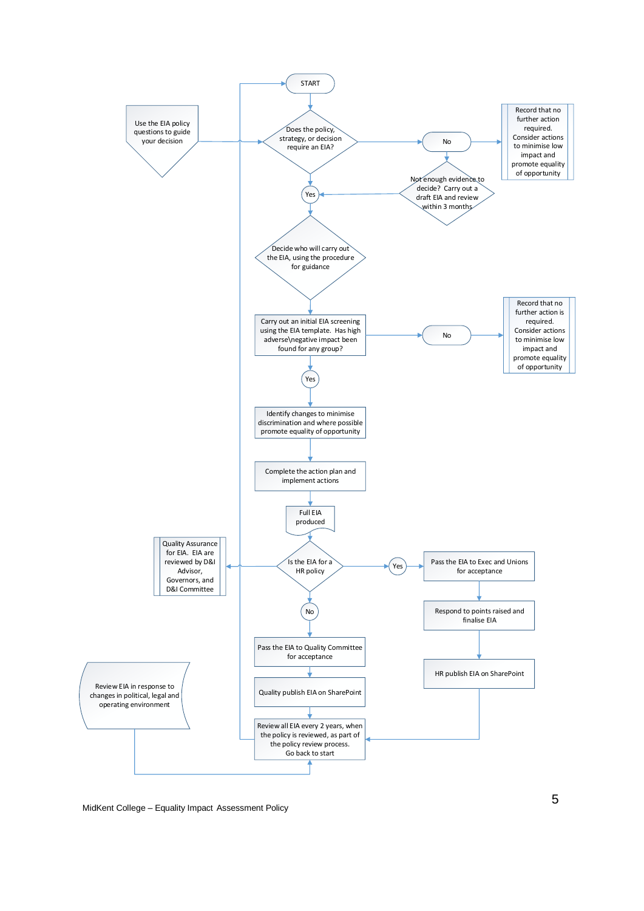START

Use the EIA policy questions to guide your decision

Does the policy, strategy, or decision require an EIA?

No

Record that no further action required. Consider actions to minimise low impact and promote equality of opportunity

Not enough evidence to decide? Carry out a draft EIA and review within 3 months

Yes

Decide who will carry out the EIA, using the procedure for guidance

Carry out an initial EIA screening using the EIA template. Has high adverse\negative impact been found for any group?

No

Record that no further action is required. Consider actions to minimise low impact and promote equality of opportunity

Yes

Identify changes to minimise discrimination and where possible promote equality of opportunity

Complete the action plan and implement actions

Full EIA produced

Quality Assurance for EIA. EIA are reviewed by D&I Advisor, Governors, and D&I Committee

Is the EIA for a HR policy

Yes

Pass the EIA to Exec and Unions for acceptance

Respond to points raised and finalise EIA

HR publish EIA on SharePoint

No

Pass the EIA to Quality Committee for acceptance

Quality publish EIA on SharePoint

Review EIA in response to changes in political, legal and operating environment

Review all EIA every 2 years, when the policy is reviewed, as part of the policy review process. Go back to start

MidKent College – Equality Impact Assessment Policy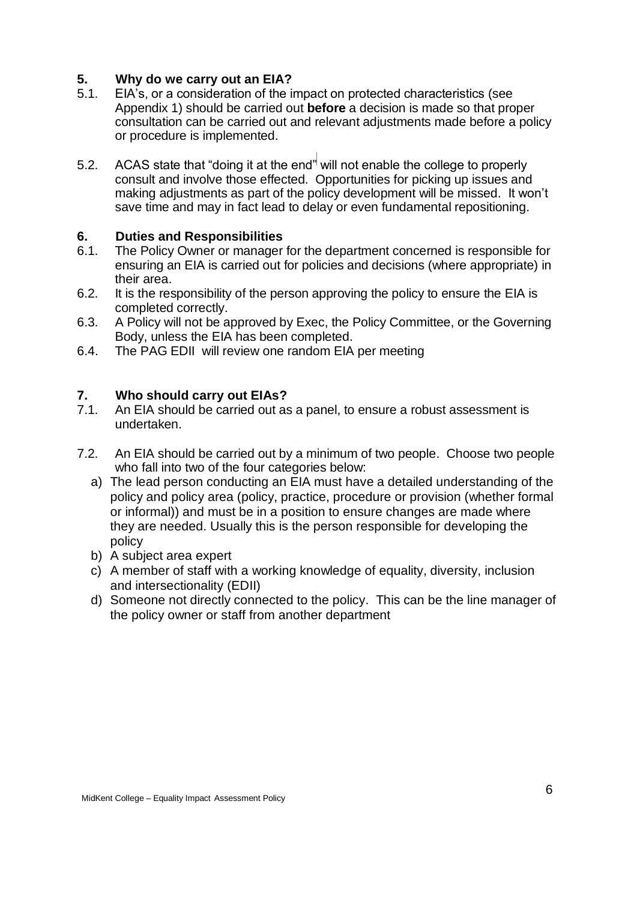## 5. Why do we carry out an EIA?

5.1. EIA's, or a consideration of the impact on protected characteristics (see Appendix 1) should be carried out **before** a decision is made so that proper consultation can be carried out and relevant adjustments made before a policy or procedure is implemented.

5.2. ACAS state that "doing it at the end" will not enable the college to properly consult and involve those effected. Opportunities for picking up issues and making adjustments as part of the policy development will be missed. It won't save time and may in fact lead to delay or even fundamental repositioning.

## 6. Duties and Responsibilities

6.1. The Policy Owner or manager for the department concerned is responsible for ensuring an EIA is carried out for policies and decisions (where appropriate) in their area.

6.2. It is the responsibility of the person approving the policy to ensure the EIA is completed correctly.

6.3. A Policy will not be approved by Exec, the Policy Committee, or the Governing Body, unless the EIA has been completed.

6.4. The PAG EDII will review one random EIA per meeting

## 7. Who should carry out EIAs?

7.1. An EIA should be carried out as a panel, to ensure a robust assessment is undertaken.

7.2. An EIA should be carried out by a minimum of two people. Choose two people who fall into two of the four categories below:

a) The lead person conducting an EIA must have a detailed understanding of the policy and policy area (policy, practice, procedure or provision (whether formal or informal)) and must be in a position to ensure changes are made where they are needed. Usually this is the person responsible for developing the policy

b) A subject area expert

c) A member of staff with a working knowledge of equality, diversity, inclusion and intersectionality (EDII)

d) Someone not directly connected to the policy. This can be the line manager of the policy owner or staff from another department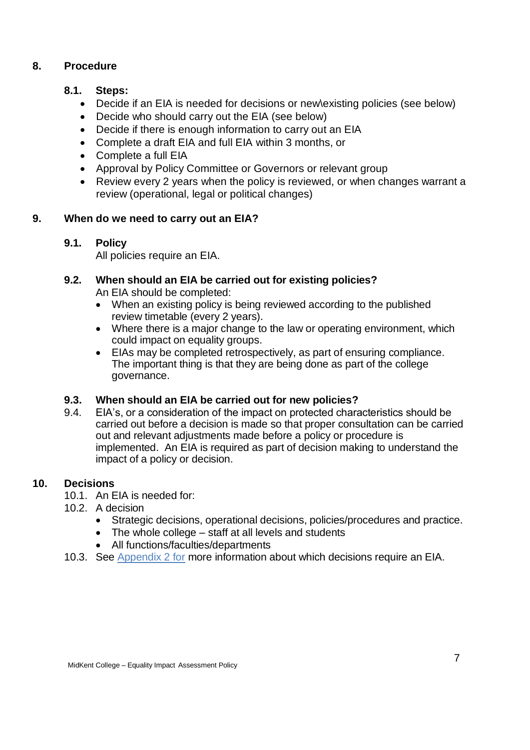## 8. Procedure

### 8.1. Steps:

- Decide if an EIA is needed for decisions or new\existing policies (see below)
- Decide who should carry out the EIA (see below)
- Decide if there is enough information to carry out an EIA
- Complete a draft EIA and full EIA within 3 months, or
- Complete a full EIA
- Approval by Policy Committee or Governors or relevant group
- Review every 2 years when the policy is reviewed, or when changes warrant a review (operational, legal or political changes)

## 9. When do we need to carry out an EIA?

### 9.1. Policy

All policies require an EIA.

### 9.2. When should an EIA be carried out for existing policies?

An EIA should be completed:

- When an existing policy is being reviewed according to the published review timetable (every 2 years).
- Where there is a major change to the law or operating environment, which could impact on equality groups.
- EIAs may be completed retrospectively, as part of ensuring compliance. The important thing is that they are being done as part of the college governance.

### 9.3. When should an EIA be carried out for new policies?

9.4. EIA's, or a consideration of the impact on protected characteristics should be carried out before a decision is made so that proper consultation can be carried out and relevant adjustments made before a policy or procedure is implemented. An EIA is required as part of decision making to understand the impact of a policy or decision.

## 10. Decisions

10.1. An EIA is needed for:

10.2. A decision

- Strategic decisions, operational decisions, policies/procedures and practice.
- The whole college – staff at all levels and students
- All functions/faculties/departments

10.3. See Appendix 2 for more information about which decisions require an EIA.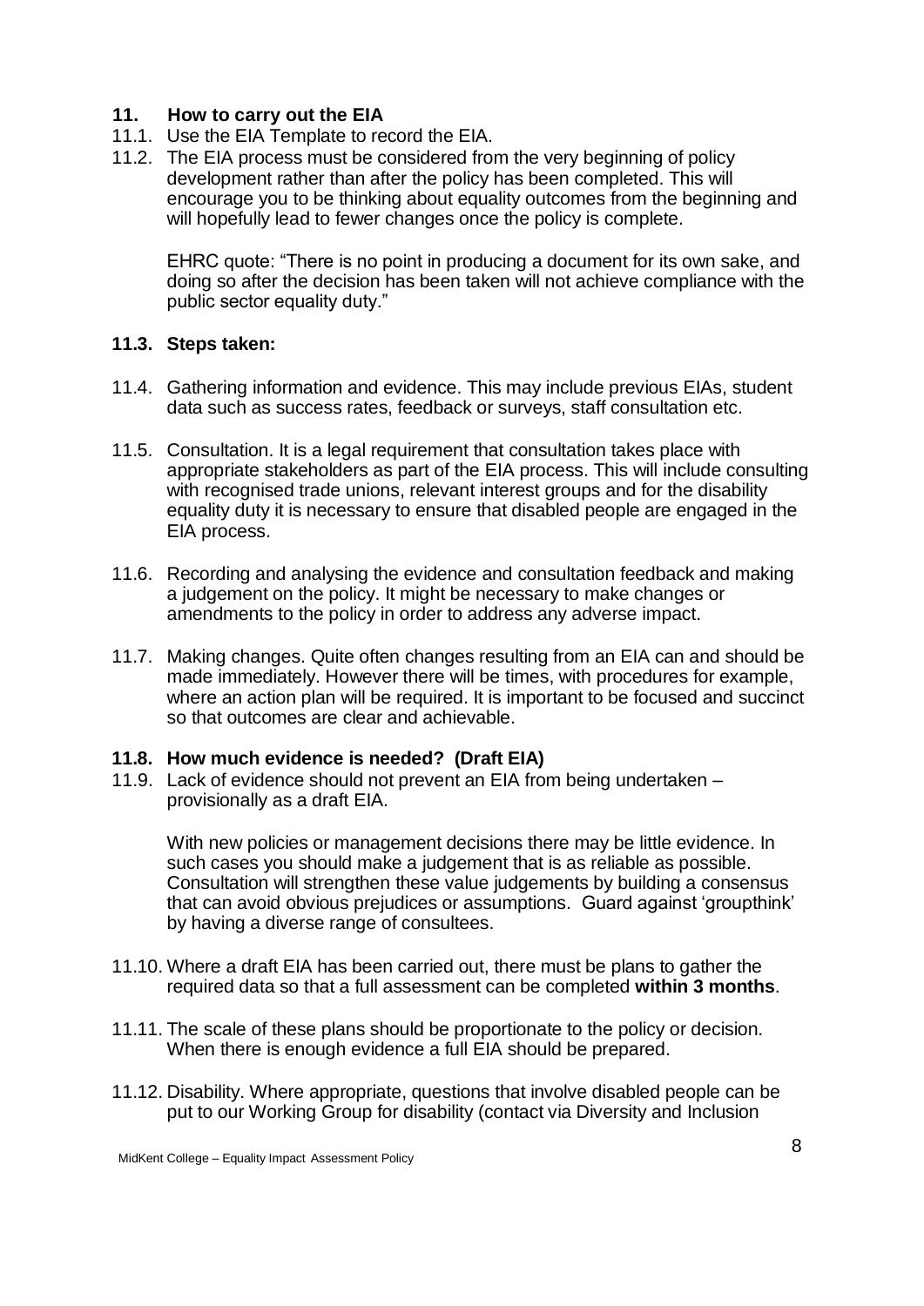## 11. How to carry out the EIA

11.1. Use the EIA Template to record the EIA.

11.2. The EIA process must be considered from the very beginning of policy development rather than after the policy has been completed. This will encourage you to be thinking about equality outcomes from the beginning and will hopefully lead to fewer changes once the policy is complete.

EHRC quote: "There is no point in producing a document for its own sake, and doing so after the decision has been taken will not achieve compliance with the public sector equality duty."

### 11.3. Steps taken:

11.4. Gathering information and evidence. This may include previous EIAs, student data such as success rates, feedback or surveys, staff consultation etc.

11.5. Consultation. It is a legal requirement that consultation takes place with appropriate stakeholders as part of the EIA process. This will include consulting with recognised trade unions, relevant interest groups and for the disability equality duty it is necessary to ensure that disabled people are engaged in the EIA process.

11.6. Recording and analysing the evidence and consultation feedback and making a judgement on the policy. It might be necessary to make changes or amendments to the policy in order to address any adverse impact.

11.7. Making changes. Quite often changes resulting from an EIA can and should be made immediately. However there will be times, with procedures for example, where an action plan will be required. It is important to be focused and succinct so that outcomes are clear and achievable.

### 11.8. How much evidence is needed? (Draft EIA)

11.9. Lack of evidence should not prevent an EIA from being undertaken – provisionally as a draft EIA.

With new policies or management decisions there may be little evidence. In such cases you should make a judgement that is as reliable as possible. Consultation will strengthen these value judgements by building a consensus that can avoid obvious prejudices or assumptions. Guard against 'groupthink' by having a diverse range of consultees.

11.10. Where a draft EIA has been carried out, there must be plans to gather the required data so that a full assessment can be completed **within 3 months**.

11.11. The scale of these plans should be proportionate to the policy or decision. When there is enough evidence a full EIA should be prepared.

11.12. Disability. Where appropriate, questions that involve disabled people can be put to our Working Group for disability (contact via Diversity and Inclusion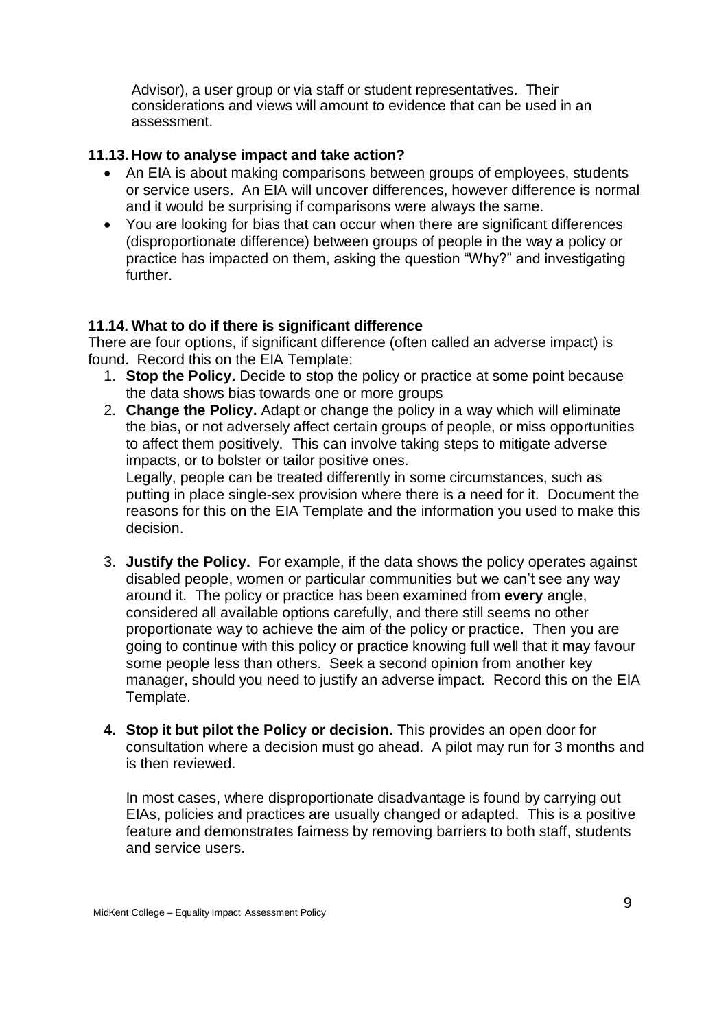Advisor), a user group or via staff or student representatives. Their considerations and views will amount to evidence that can be used in an assessment.

### 11.13. How to analyse impact and take action?

- An EIA is about making comparisons between groups of employees, students or service users. An EIA will uncover differences, however difference is normal and it would be surprising if comparisons were always the same.
- You are looking for bias that can occur when there are significant differences (disproportionate difference) between groups of people in the way a policy or practice has impacted on them, asking the question "Why?" and investigating further.

### 11.14. What to do if there is significant difference

There are four options, if significant difference (often called an adverse impact) is found. Record this on the EIA Template:

1. **Stop the Policy.** Decide to stop the policy or practice at some point because the data shows bias towards one or more groups
2. **Change the Policy.** Adapt or change the policy in a way which will eliminate the bias, or not adversely affect certain groups of people, or miss opportunities to affect them positively. This can involve taking steps to mitigate adverse impacts, or to bolster or tailor positive ones.
   Legally, people can be treated differently in some circumstances, such as putting in place single-sex provision where there is a need for it. Document the reasons for this on the EIA Template and the information you used to make this decision.
3. **Justify the Policy.** For example, if the data shows the policy operates against disabled people, women or particular communities but we can't see any way around it. The policy or practice has been examined from **every** angle, considered all available options carefully, and there still seems no other proportionate way to achieve the aim of the policy or practice. Then you are going to continue with this policy or practice knowing full well that it may favour some people less than others. Seek a second opinion from another key manager, should you need to justify an adverse impact. Record this on the EIA Template.
4. **Stop it but pilot the Policy or decision.** This provides an open door for consultation where a decision must go ahead. A pilot may run for 3 months and is then reviewed.

   In most cases, where disproportionate disadvantage is found by carrying out EIAs, policies and practices are usually changed or adapted. This is a positive feature and demonstrates fairness by removing barriers to both staff, students and service users.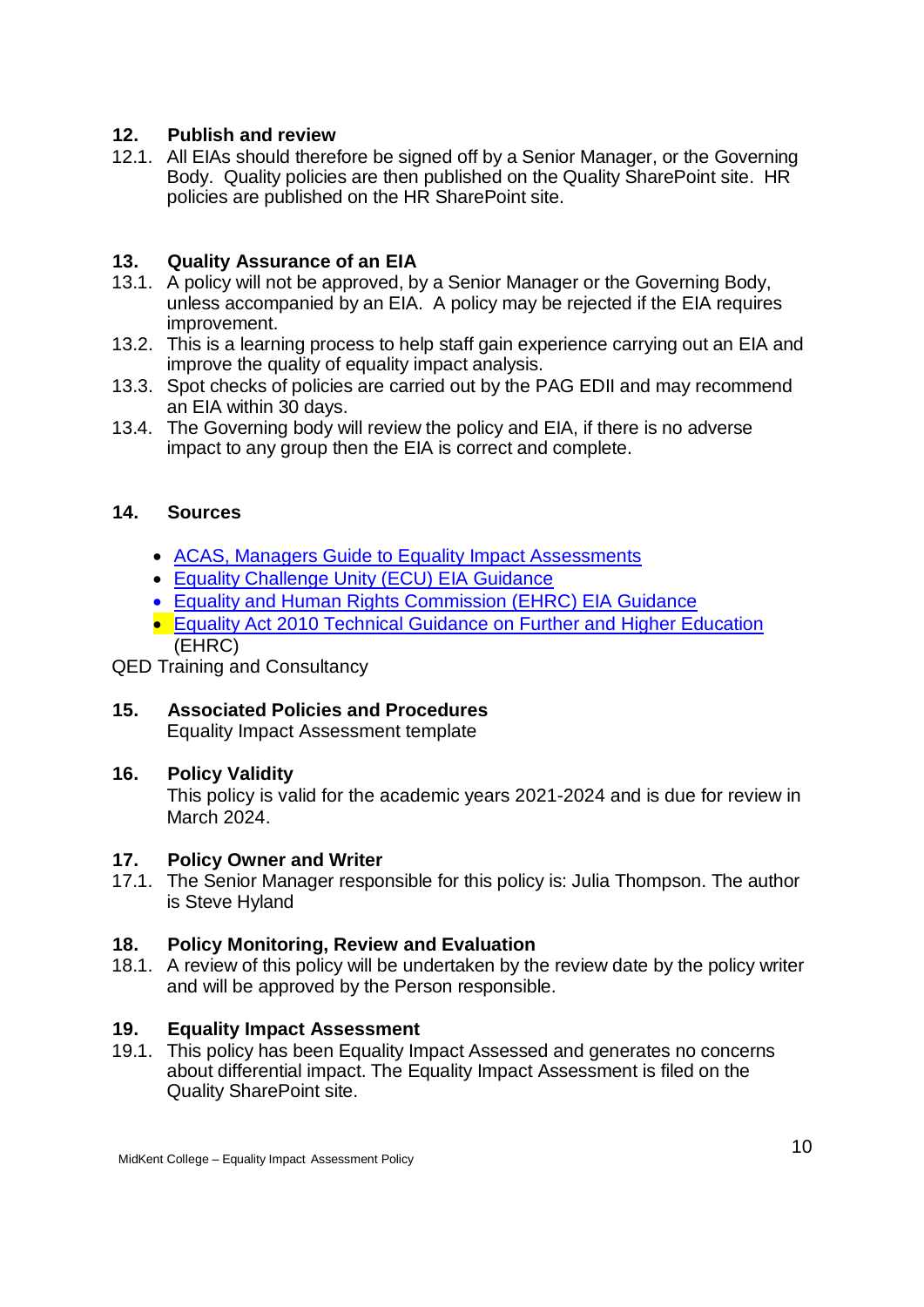## 12. Publish and review

12.1. All EIAs should therefore be signed off by a Senior Manager, or the Governing Body. Quality policies are then published on the Quality SharePoint site. HR policies are published on the HR SharePoint site.

## 13. Quality Assurance of an EIA

13.1. A policy will not be approved, by a Senior Manager or the Governing Body, unless accompanied by an EIA. A policy may be rejected if the EIA requires improvement.

13.2. This is a learning process to help staff gain experience carrying out an EIA and improve the quality of equality impact analysis.

13.3. Spot checks of policies are carried out by the PAG EDII and may recommend an EIA within 30 days.

13.4. The Governing body will review the policy and EIA, if there is no adverse impact to any group then the EIA is correct and complete.

## 14. Sources

- ACAS, Managers Guide to Equality Impact Assessments
- Equality Challenge Unity (ECU) EIA Guidance
- Equality and Human Rights Commission (EHRC) EIA Guidance
- Equality Act 2010 Technical Guidance on Further and Higher Education (EHRC)

QED Training and Consultancy

## 15. Associated Policies and Procedures

Equality Impact Assessment template

## 16. Policy Validity

This policy is valid for the academic years 2021-2024 and is due for review in March 2024.

## 17. Policy Owner and Writer

17.1. The Senior Manager responsible for this policy is: Julia Thompson. The author is Steve Hyland

## 18. Policy Monitoring, Review and Evaluation

18.1. A review of this policy will be undertaken by the review date by the policy writer and will be approved by the Person responsible.

## 19. Equality Impact Assessment

19.1. This policy has been Equality Impact Assessed and generates no concerns about differential impact. The Equality Impact Assessment is filed on the Quality SharePoint site.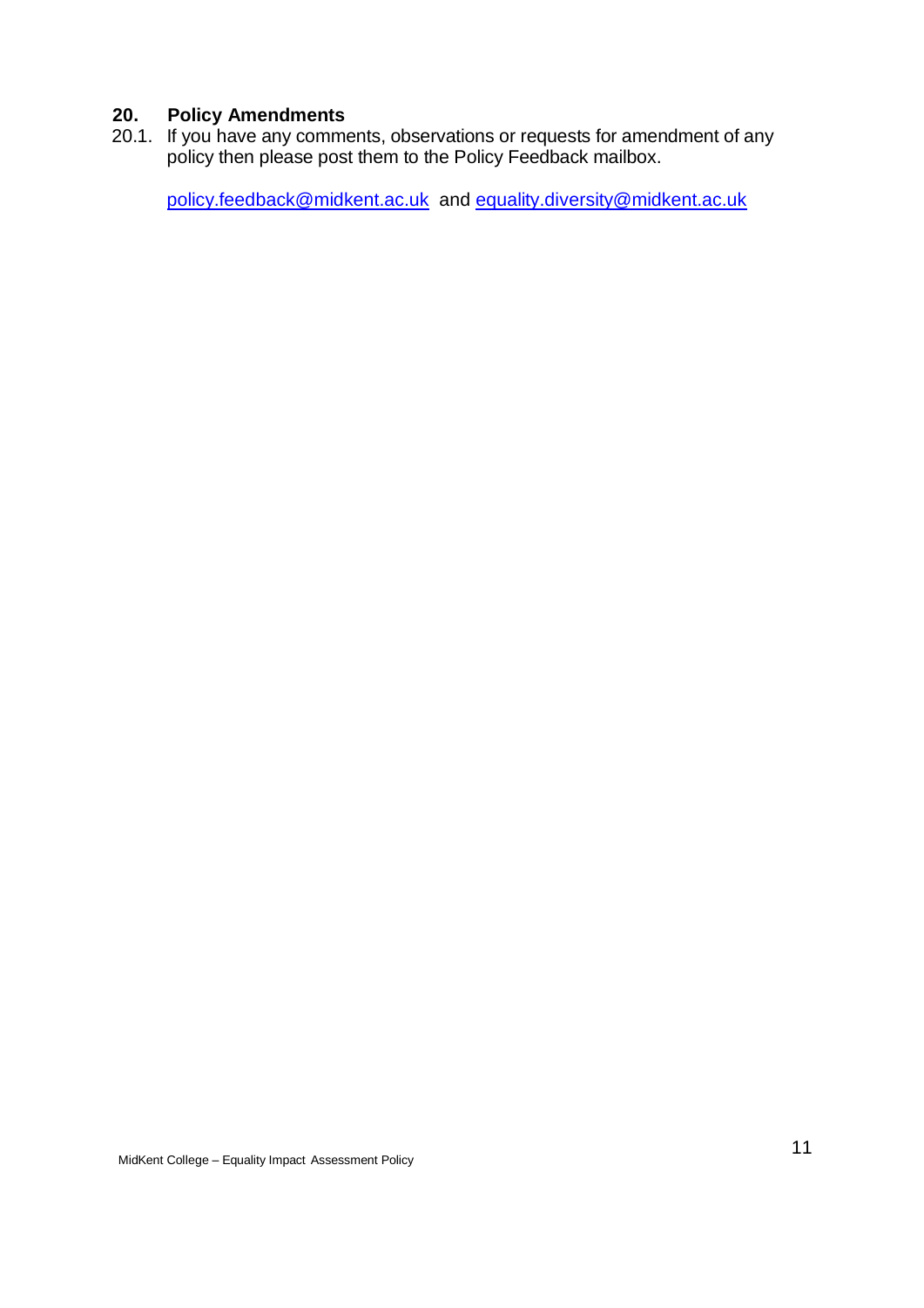## 20. Policy Amendments

20.1. If you have any comments, observations or requests for amendment of any policy then please post them to the Policy Feedback mailbox.

policy.feedback@midkent.ac.uk and equality.diversity@midkent.ac.uk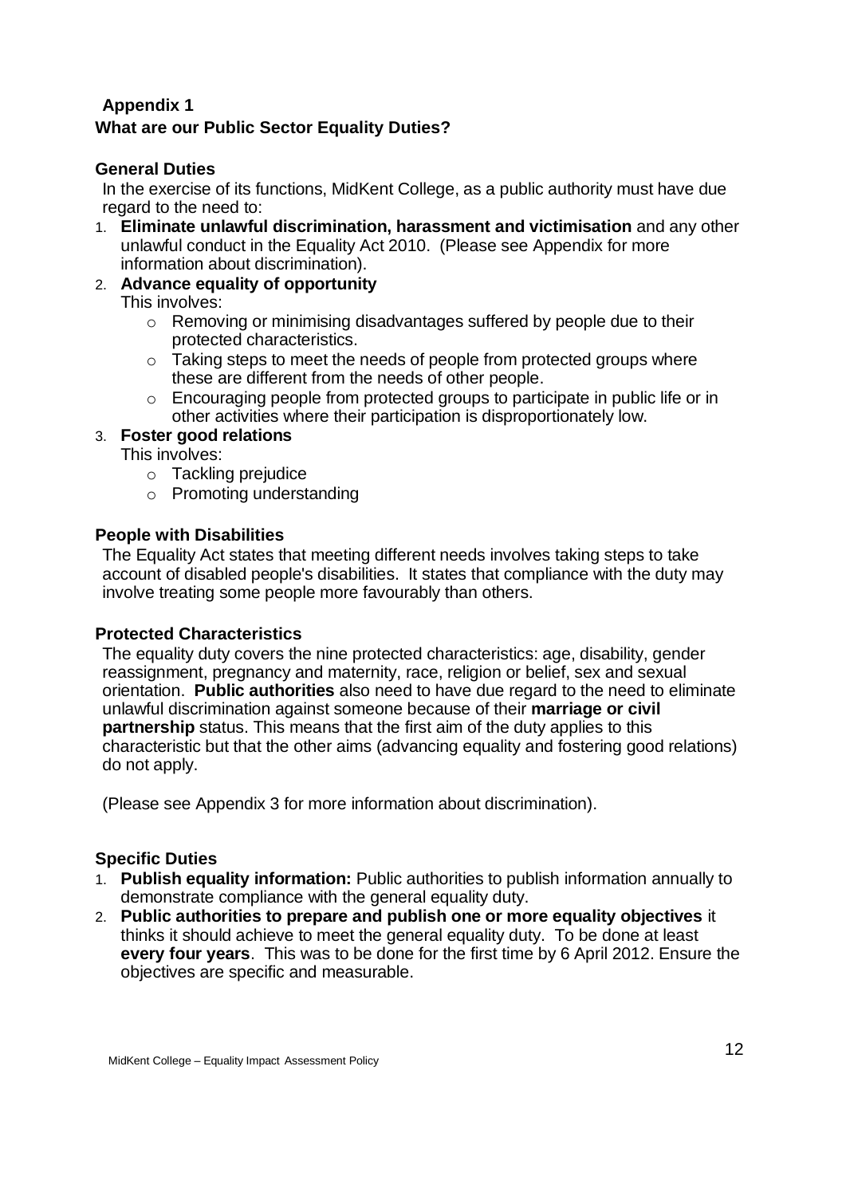## Appendix 1

## What are our Public Sector Equality Duties?

### General Duties

In the exercise of its functions, MidKent College, as a public authority must have due regard to the need to:

1. **Eliminate unlawful discrimination, harassment and victimisation** and any other unlawful conduct in the Equality Act 2010. (Please see Appendix for more information about discrimination).
2. **Advance equality of opportunity**
   This involves:
   - Removing or minimising disadvantages suffered by people due to their protected characteristics.
   - Taking steps to meet the needs of people from protected groups where these are different from the needs of other people.
   - Encouraging people from protected groups to participate in public life or in other activities where their participation is disproportionately low.
3. **Foster good relations**
   This involves:
   - Tackling prejudice
   - Promoting understanding

### People with Disabilities

The Equality Act states that meeting different needs involves taking steps to take account of disabled people's disabilities. It states that compliance with the duty may involve treating some people more favourably than others.

### Protected Characteristics

The equality duty covers the nine protected characteristics: age, disability, gender reassignment, pregnancy and maternity, race, religion or belief, sex and sexual orientation. **Public authorities** also need to have due regard to the need to eliminate unlawful discrimination against someone because of their **marriage or civil partnership** status. This means that the first aim of the duty applies to this characteristic but that the other aims (advancing equality and fostering good relations) do not apply.

(Please see Appendix 3 for more information about discrimination).

### Specific Duties

1. **Publish equality information:** Public authorities to publish information annually to demonstrate compliance with the general equality duty.
2. **Public authorities to prepare and publish one or more equality objectives** it thinks it should achieve to meet the general equality duty. To be done at least **every four years**. This was to be done for the first time by 6 April 2012. Ensure the objectives are specific and measurable.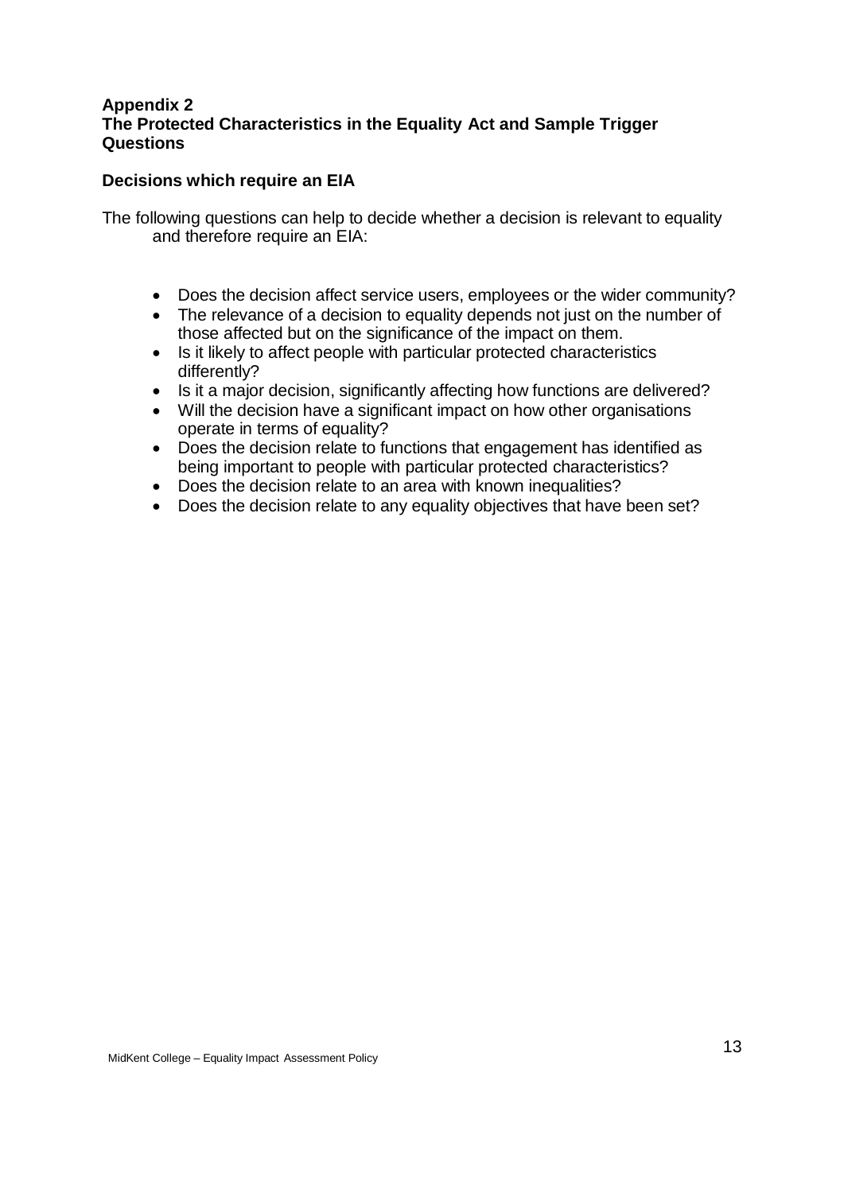## Appendix 2
## The Protected Characteristics in the Equality Act and Sample Trigger Questions

### Decisions which require an EIA

The following questions can help to decide whether a decision is relevant to equality and therefore require an EIA:

- Does the decision affect service users, employees or the wider community?
- The relevance of a decision to equality depends not just on the number of those affected but on the significance of the impact on them.
- Is it likely to affect people with particular protected characteristics differently?
- Is it a major decision, significantly affecting how functions are delivered?
- Will the decision have a significant impact on how other organisations operate in terms of equality?
- Does the decision relate to functions that engagement has identified as being important to people with particular protected characteristics?
- Does the decision relate to an area with known inequalities?
- Does the decision relate to any equality objectives that have been set?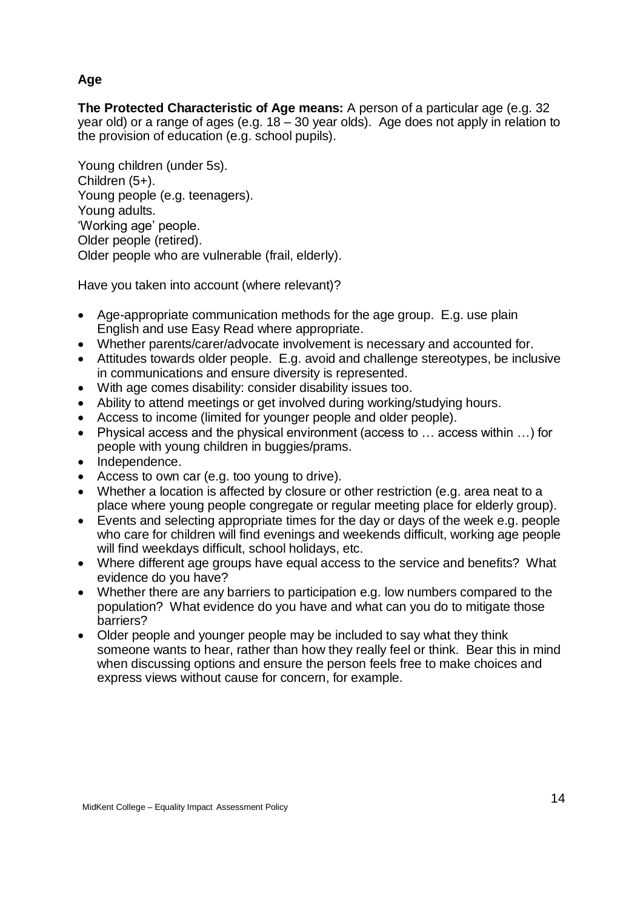**Age**

**The Protected Characteristic of Age means:** A person of a particular age (e.g. 32 year old) or a range of ages (e.g. 18 – 30 year olds). Age does not apply in relation to the provision of education (e.g. school pupils).

Young children (under 5s).
Children (5+).
Young people (e.g. teenagers).
Young adults.
'Working age' people.
Older people (retired).
Older people who are vulnerable (frail, elderly).

Have you taken into account (where relevant)?

- Age-appropriate communication methods for the age group. E.g. use plain English and use Easy Read where appropriate.
- Whether parents/carer/advocate involvement is necessary and accounted for.
- Attitudes towards older people. E.g. avoid and challenge stereotypes, be inclusive in communications and ensure diversity is represented.
- With age comes disability: consider disability issues too.
- Ability to attend meetings or get involved during working/studying hours.
- Access to income (limited for younger people and older people).
- Physical access and the physical environment (access to … access within …) for people with young children in buggies/prams.
- Independence.
- Access to own car (e.g. too young to drive).
- Whether a location is affected by closure or other restriction (e.g. area neat to a place where young people congregate or regular meeting place for elderly group).
- Events and selecting appropriate times for the day or days of the week e.g. people who care for children will find evenings and weekends difficult, working age people will find weekdays difficult, school holidays, etc.
- Where different age groups have equal access to the service and benefits? What evidence do you have?
- Whether there are any barriers to participation e.g. low numbers compared to the population? What evidence do you have and what can you do to mitigate those barriers?
- Older people and younger people may be included to say what they think someone wants to hear, rather than how they really feel or think. Bear this in mind when discussing options and ensure the person feels free to make choices and express views without cause for concern, for example.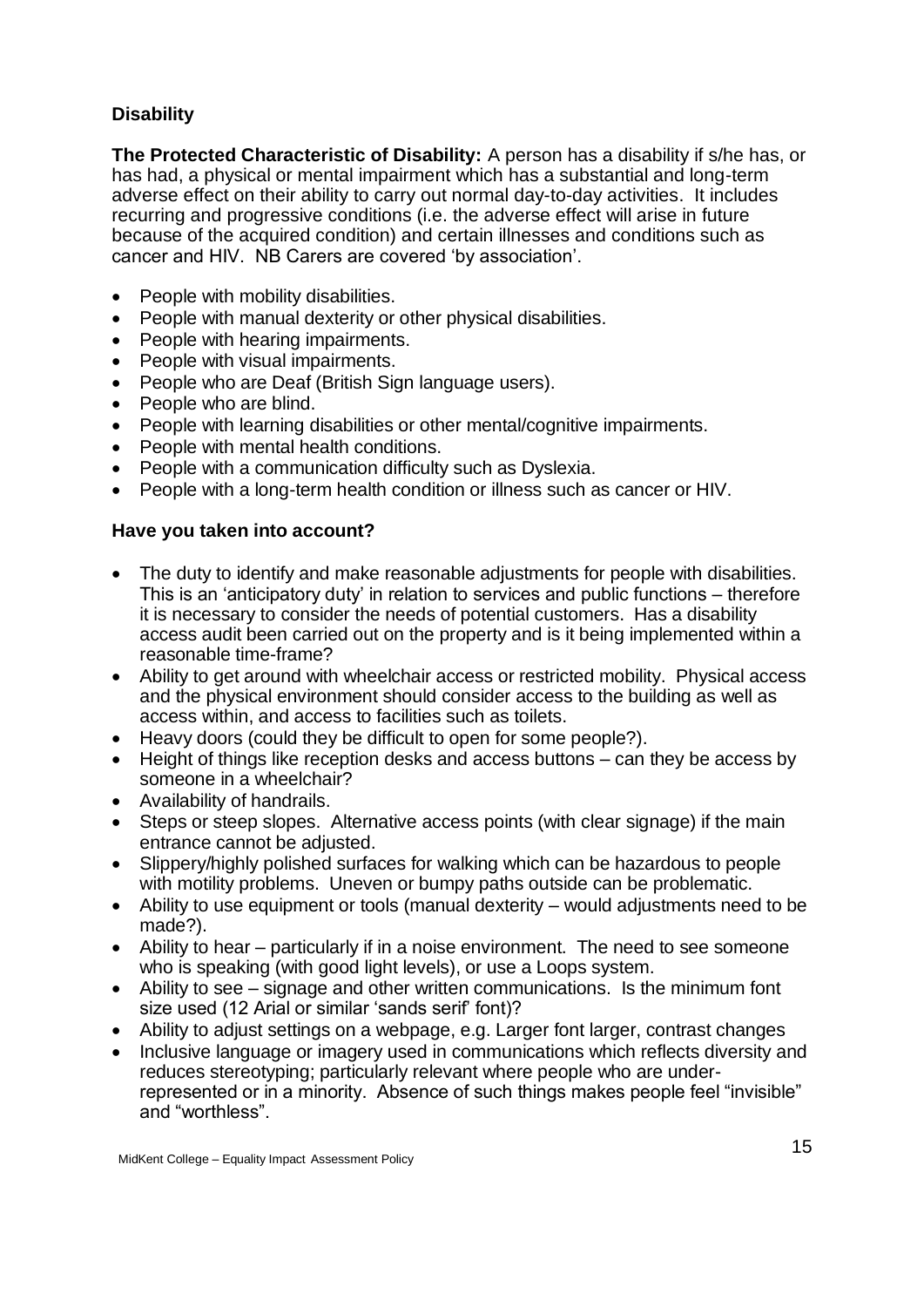**Disability**

**The Protected Characteristic of Disability:** A person has a disability if s/he has, or has had, a physical or mental impairment which has a substantial and long-term adverse effect on their ability to carry out normal day-to-day activities. It includes recurring and progressive conditions (i.e. the adverse effect will arise in future because of the acquired condition) and certain illnesses and conditions such as cancer and HIV. NB Carers are covered 'by association'.

- People with mobility disabilities.
- People with manual dexterity or other physical disabilities.
- People with hearing impairments.
- People with visual impairments.
- People who are Deaf (British Sign language users).
- People who are blind.
- People with learning disabilities or other mental/cognitive impairments.
- People with mental health conditions.
- People with a communication difficulty such as Dyslexia.
- People with a long-term health condition or illness such as cancer or HIV.

**Have you taken into account?**

- The duty to identify and make reasonable adjustments for people with disabilities. This is an 'anticipatory duty' in relation to services and public functions – therefore it is necessary to consider the needs of potential customers. Has a disability access audit been carried out on the property and is it being implemented within a reasonable time-frame?
- Ability to get around with wheelchair access or restricted mobility. Physical access and the physical environment should consider access to the building as well as access within, and access to facilities such as toilets.
- Heavy doors (could they be difficult to open for some people?).
- Height of things like reception desks and access buttons – can they be access by someone in a wheelchair?
- Availability of handrails.
- Steps or steep slopes. Alternative access points (with clear signage) if the main entrance cannot be adjusted.
- Slippery/highly polished surfaces for walking which can be hazardous to people with motility problems. Uneven or bumpy paths outside can be problematic.
- Ability to use equipment or tools (manual dexterity – would adjustments need to be made?).
- Ability to hear – particularly if in a noise environment. The need to see someone who is speaking (with good light levels), or use a Loops system.
- Ability to see – signage and other written communications. Is the minimum font size used (12 Arial or similar 'sands serif' font)?
- Ability to adjust settings on a webpage, e.g. Larger font larger, contrast changes
- Inclusive language or imagery used in communications which reflects diversity and reduces stereotyping; particularly relevant where people who are under-represented or in a minority. Absence of such things makes people feel "invisible" and "worthless".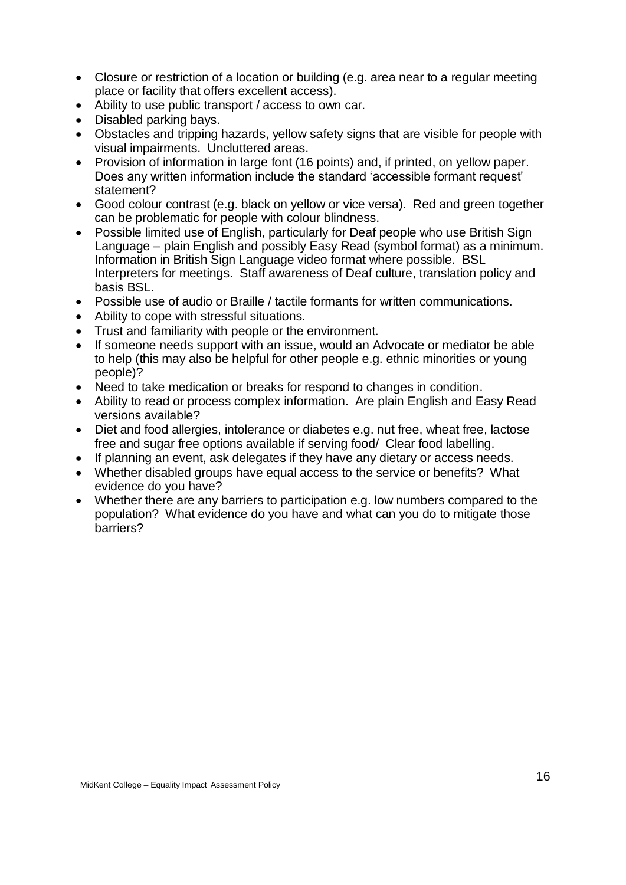- Closure or restriction of a location or building (e.g. area near to a regular meeting place or facility that offers excellent access).
- Ability to use public transport / access to own car.
- Disabled parking bays.
- Obstacles and tripping hazards, yellow safety signs that are visible for people with visual impairments. Uncluttered areas.
- Provision of information in large font (16 points) and, if printed, on yellow paper. Does any written information include the standard 'accessible formant request' statement?
- Good colour contrast (e.g. black on yellow or vice versa). Red and green together can be problematic for people with colour blindness.
- Possible limited use of English, particularly for Deaf people who use British Sign Language – plain English and possibly Easy Read (symbol format) as a minimum. Information in British Sign Language video format where possible. BSL Interpreters for meetings. Staff awareness of Deaf culture, translation policy and basis BSL.
- Possible use of audio or Braille / tactile formants for written communications.
- Ability to cope with stressful situations.
- Trust and familiarity with people or the environment.
- If someone needs support with an issue, would an Advocate or mediator be able to help (this may also be helpful for other people e.g. ethnic minorities or young people)?
- Need to take medication or breaks for respond to changes in condition.
- Ability to read or process complex information. Are plain English and Easy Read versions available?
- Diet and food allergies, intolerance or diabetes e.g. nut free, wheat free, lactose free and sugar free options available if serving food/ Clear food labelling.
- If planning an event, ask delegates if they have any dietary or access needs.
- Whether disabled groups have equal access to the service or benefits? What evidence do you have?
- Whether there are any barriers to participation e.g. low numbers compared to the population? What evidence do you have and what can you do to mitigate those barriers?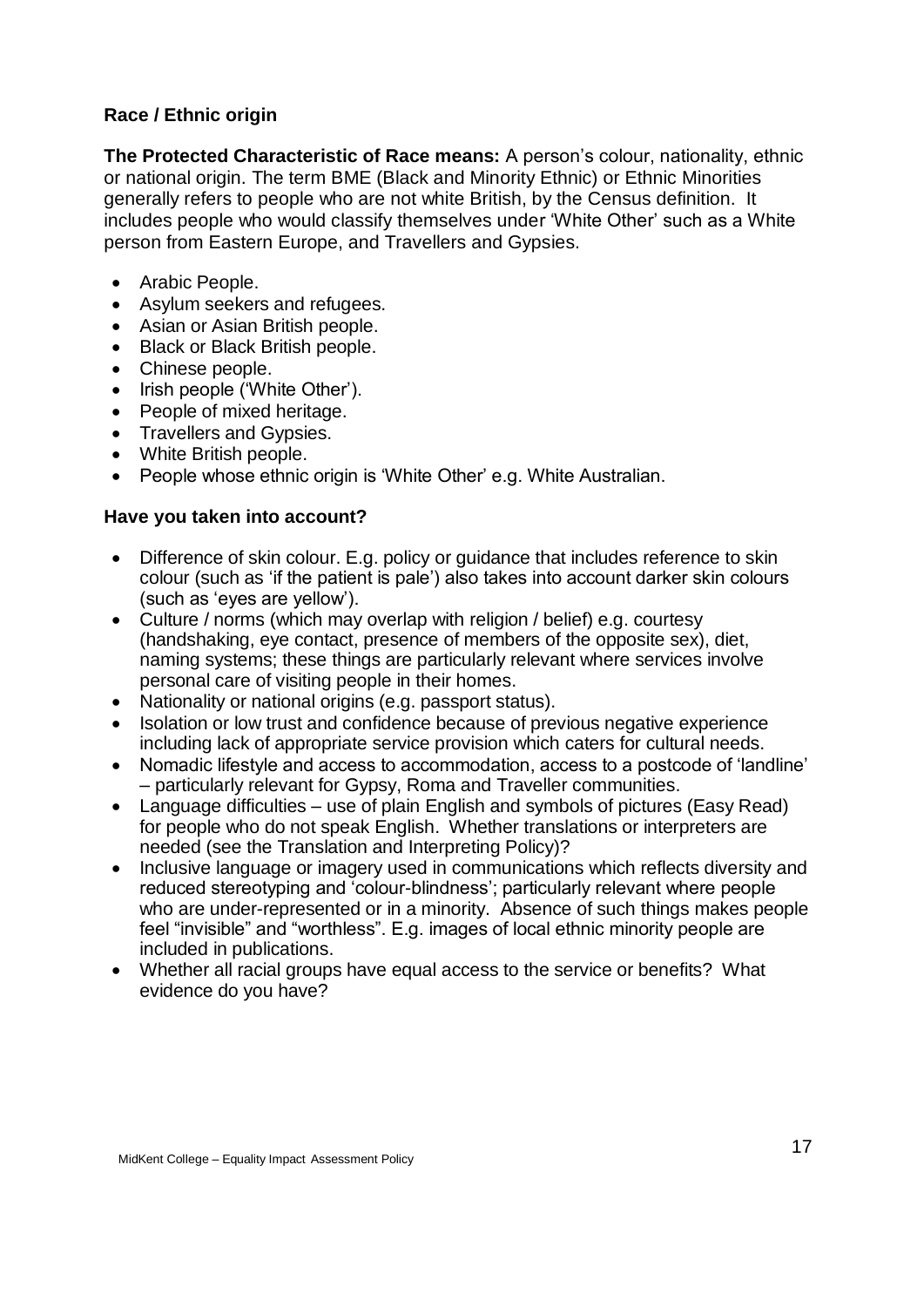### Race / Ethnic origin

**The Protected Characteristic of Race means:** A person's colour, nationality, ethnic or national origin. The term BME (Black and Minority Ethnic) or Ethnic Minorities generally refers to people who are not white British, by the Census definition. It includes people who would classify themselves under 'White Other' such as a White person from Eastern Europe, and Travellers and Gypsies.

- Arabic People.
- Asylum seekers and refugees.
- Asian or Asian British people.
- Black or Black British people.
- Chinese people.
- Irish people ('White Other').
- People of mixed heritage.
- Travellers and Gypsies.
- White British people.
- People whose ethnic origin is 'White Other' e.g. White Australian.

**Have you taken into account?**

- Difference of skin colour. E.g. policy or guidance that includes reference to skin colour (such as 'if the patient is pale') also takes into account darker skin colours (such as 'eyes are yellow').
- Culture / norms (which may overlap with religion / belief) e.g. courtesy (handshaking, eye contact, presence of members of the opposite sex), diet, naming systems; these things are particularly relevant where services involve personal care of visiting people in their homes.
- Nationality or national origins (e.g. passport status).
- Isolation or low trust and confidence because of previous negative experience including lack of appropriate service provision which caters for cultural needs.
- Nomadic lifestyle and access to accommodation, access to a postcode of 'landline' – particularly relevant for Gypsy, Roma and Traveller communities.
- Language difficulties – use of plain English and symbols of pictures (Easy Read) for people who do not speak English. Whether translations or interpreters are needed (see the Translation and Interpreting Policy)?
- Inclusive language or imagery used in communications which reflects diversity and reduced stereotyping and 'colour-blindness'; particularly relevant where people who are under-represented or in a minority. Absence of such things makes people feel "invisible" and "worthless". E.g. images of local ethnic minority people are included in publications.
- Whether all racial groups have equal access to the service or benefits? What evidence do you have?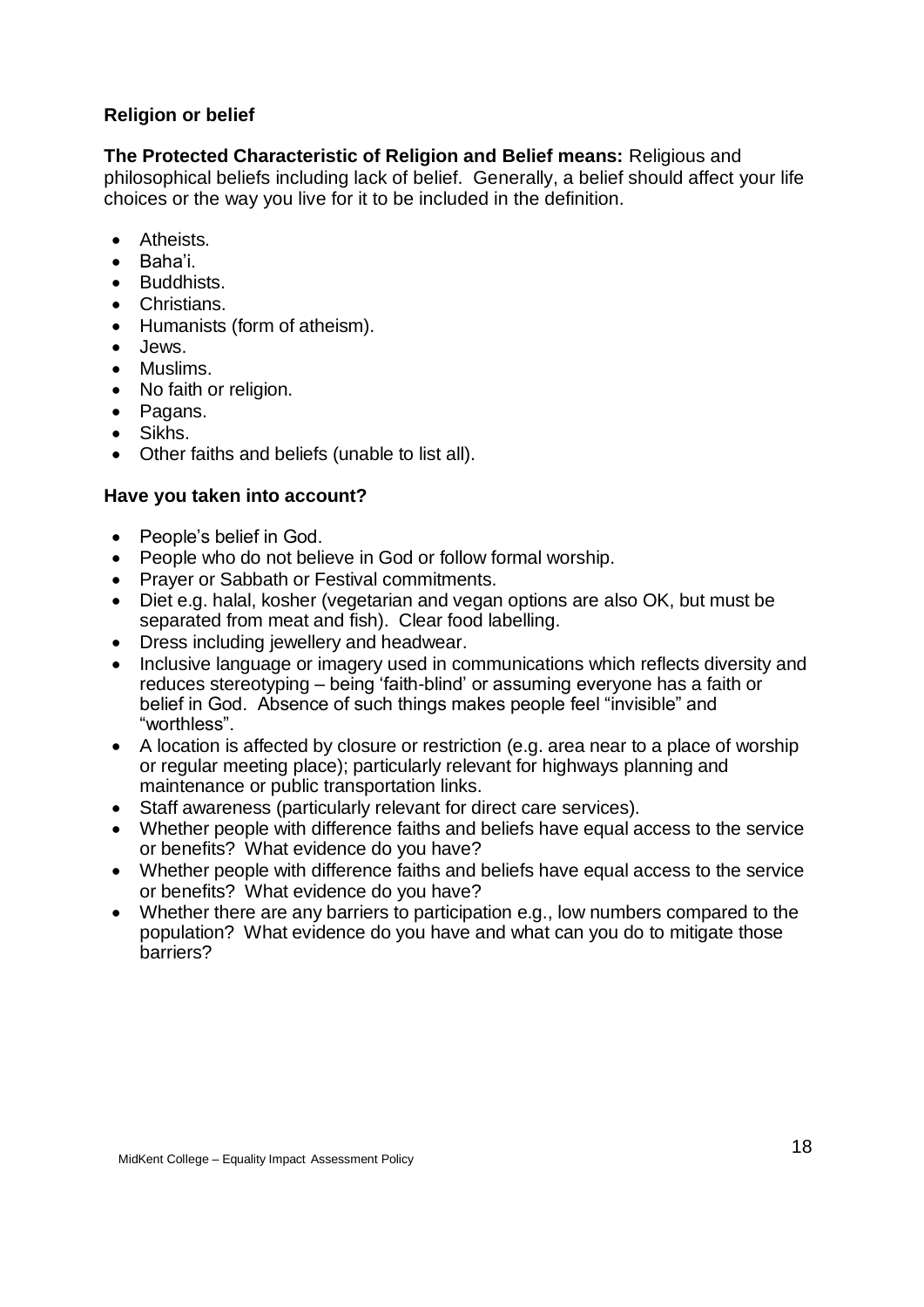**Religion or belief**

**The Protected Characteristic of Religion and Belief means:** Religious and philosophical beliefs including lack of belief. Generally, a belief should affect your life choices or the way you live for it to be included in the definition.

- Atheists.
- Baha'i.
- Buddhists.
- Christians.
- Humanists (form of atheism).
- Jews.
- Muslims.
- No faith or religion.
- Pagans.
- Sikhs.
- Other faiths and beliefs (unable to list all).

**Have you taken into account?**

- People's belief in God.
- People who do not believe in God or follow formal worship.
- Prayer or Sabbath or Festival commitments.
- Diet e.g. halal, kosher (vegetarian and vegan options are also OK, but must be separated from meat and fish). Clear food labelling.
- Dress including jewellery and headwear.
- Inclusive language or imagery used in communications which reflects diversity and reduces stereotyping – being 'faith-blind' or assuming everyone has a faith or belief in God. Absence of such things makes people feel "invisible" and "worthless".
- A location is affected by closure or restriction (e.g. area near to a place of worship or regular meeting place); particularly relevant for highways planning and maintenance or public transportation links.
- Staff awareness (particularly relevant for direct care services).
- Whether people with difference faiths and beliefs have equal access to the service or benefits? What evidence do you have?
- Whether people with difference faiths and beliefs have equal access to the service or benefits? What evidence do you have?
- Whether there are any barriers to participation e.g., low numbers compared to the population? What evidence do you have and what can you do to mitigate those barriers?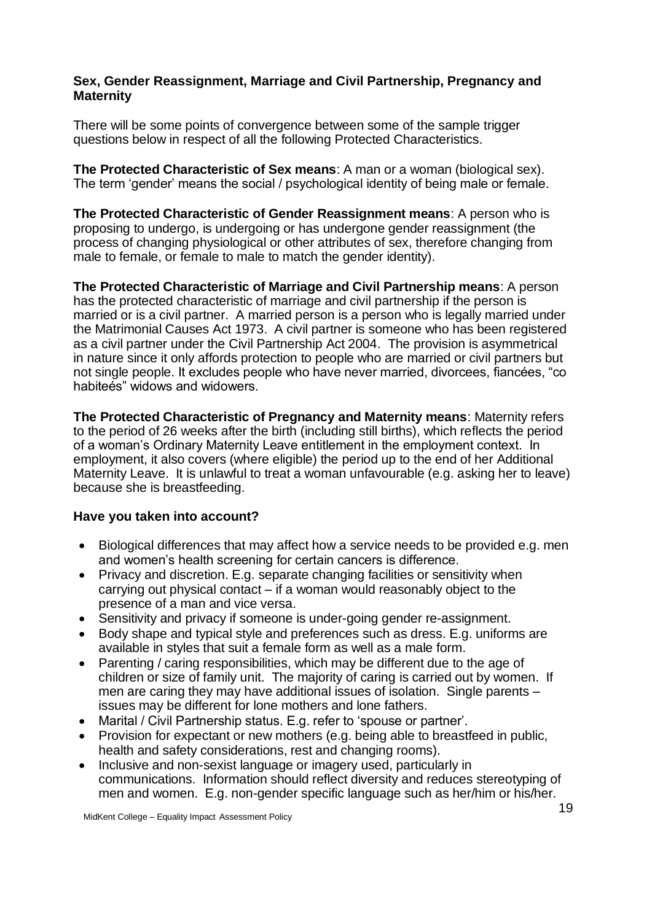### Sex, Gender Reassignment, Marriage and Civil Partnership, Pregnancy and Maternity

There will be some points of convergence between some of the sample trigger questions below in respect of all the following Protected Characteristics.

**The Protected Characteristic of Sex means**: A man or a woman (biological sex). The term 'gender' means the social / psychological identity of being male or female.

**The Protected Characteristic of Gender Reassignment means**: A person who is proposing to undergo, is undergoing or has undergone gender reassignment (the process of changing physiological or other attributes of sex, therefore changing from male to female, or female to male to match the gender identity).

**The Protected Characteristic of Marriage and Civil Partnership means**: A person has the protected characteristic of marriage and civil partnership if the person is married or is a civil partner. A married person is a person who is legally married under the Matrimonial Causes Act 1973. A civil partner is someone who has been registered as a civil partner under the Civil Partnership Act 2004. The provision is asymmetrical in nature since it only affords protection to people who are married or civil partners but not single people. It excludes people who have never married, divorcees, fiancées, "co habiteés" widows and widowers.

**The Protected Characteristic of Pregnancy and Maternity means**: Maternity refers to the period of 26 weeks after the birth (including still births), which reflects the period of a woman's Ordinary Maternity Leave entitlement in the employment context. In employment, it also covers (where eligible) the period up to the end of her Additional Maternity Leave. It is unlawful to treat a woman unfavourable (e.g. asking her to leave) because she is breastfeeding.

### Have you taken into account?

- Biological differences that may affect how a service needs to be provided e.g. men and women's health screening for certain cancers is difference.
- Privacy and discretion. E.g. separate changing facilities or sensitivity when carrying out physical contact – if a woman would reasonably object to the presence of a man and vice versa.
- Sensitivity and privacy if someone is under-going gender re-assignment.
- Body shape and typical style and preferences such as dress. E.g. uniforms are available in styles that suit a female form as well as a male form.
- Parenting / caring responsibilities, which may be different due to the age of children or size of family unit. The majority of caring is carried out by women. If men are caring they may have additional issues of isolation. Single parents – issues may be different for lone mothers and lone fathers.
- Marital / Civil Partnership status. E.g. refer to 'spouse or partner'.
- Provision for expectant or new mothers (e.g. being able to breastfeed in public, health and safety considerations, rest and changing rooms).
- Inclusive and non-sexist language or imagery used, particularly in communications. Information should reflect diversity and reduces stereotyping of men and women. E.g. non-gender specific language such as her/him or his/her.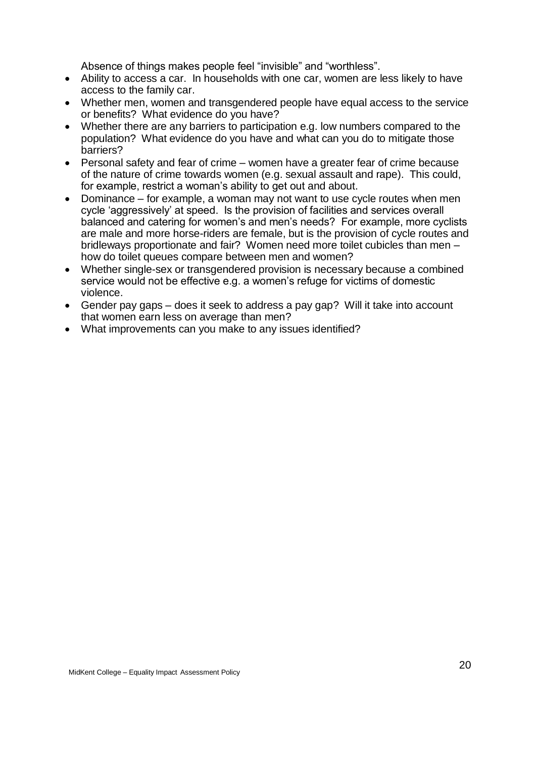Absence of things makes people feel "invisible" and "worthless".

- Ability to access a car. In households with one car, women are less likely to have access to the family car.
- Whether men, women and transgendered people have equal access to the service or benefits? What evidence do you have?
- Whether there are any barriers to participation e.g. low numbers compared to the population? What evidence do you have and what can you do to mitigate those barriers?
- Personal safety and fear of crime – women have a greater fear of crime because of the nature of crime towards women (e.g. sexual assault and rape). This could, for example, restrict a woman's ability to get out and about.
- Dominance – for example, a woman may not want to use cycle routes when men cycle 'aggressively' at speed. Is the provision of facilities and services overall balanced and catering for women's and men's needs? For example, more cyclists are male and more horse-riders are female, but is the provision of cycle routes and bridleways proportionate and fair? Women need more toilet cubicles than men – how do toilet queues compare between men and women?
- Whether single-sex or transgendered provision is necessary because a combined service would not be effective e.g. a women's refuge for victims of domestic violence.
- Gender pay gaps – does it seek to address a pay gap? Will it take into account that women earn less on average than men?
- What improvements can you make to any issues identified?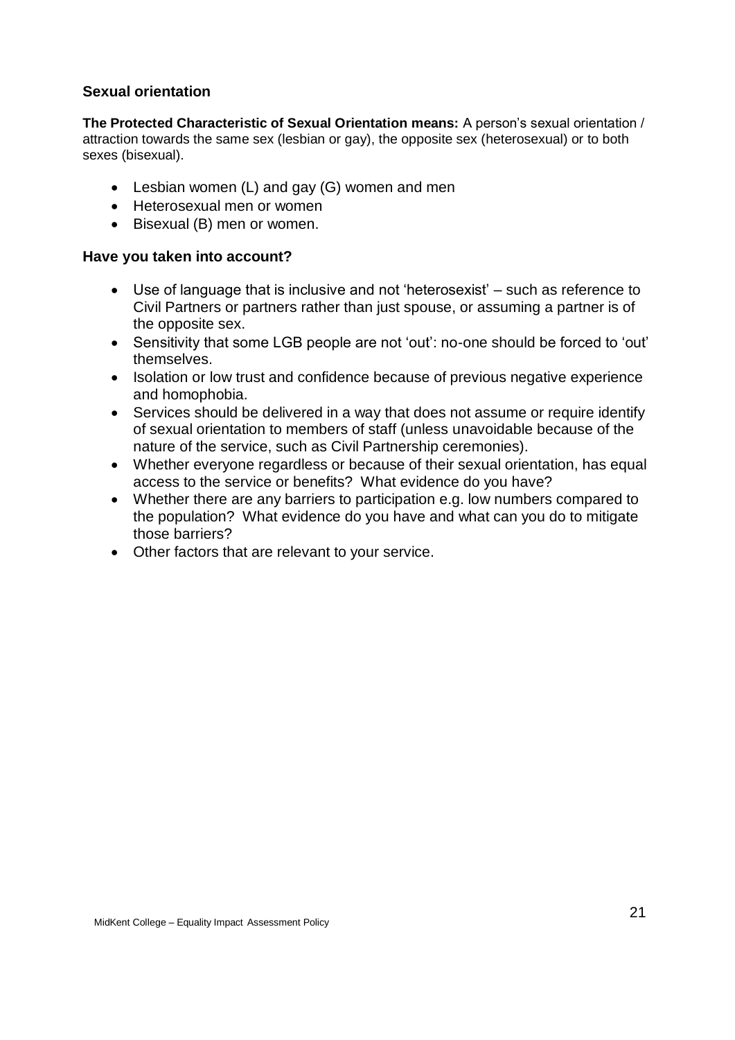### Sexual orientation

**The Protected Characteristic of Sexual Orientation means:** A person's sexual orientation / attraction towards the same sex (lesbian or gay), the opposite sex (heterosexual) or to both sexes (bisexual).

- Lesbian women (L) and gay (G) women and men
- Heterosexual men or women
- Bisexual (B) men or women.

### Have you taken into account?

- Use of language that is inclusive and not 'heterosexist' – such as reference to Civil Partners or partners rather than just spouse, or assuming a partner is of the opposite sex.
- Sensitivity that some LGB people are not 'out': no-one should be forced to 'out' themselves.
- Isolation or low trust and confidence because of previous negative experience and homophobia.
- Services should be delivered in a way that does not assume or require identify of sexual orientation to members of staff (unless unavoidable because of the nature of the service, such as Civil Partnership ceremonies).
- Whether everyone regardless or because of their sexual orientation, has equal access to the service or benefits? What evidence do you have?
- Whether there are any barriers to participation e.g. low numbers compared to the population? What evidence do you have and what can you do to mitigate those barriers?
- Other factors that are relevant to your service.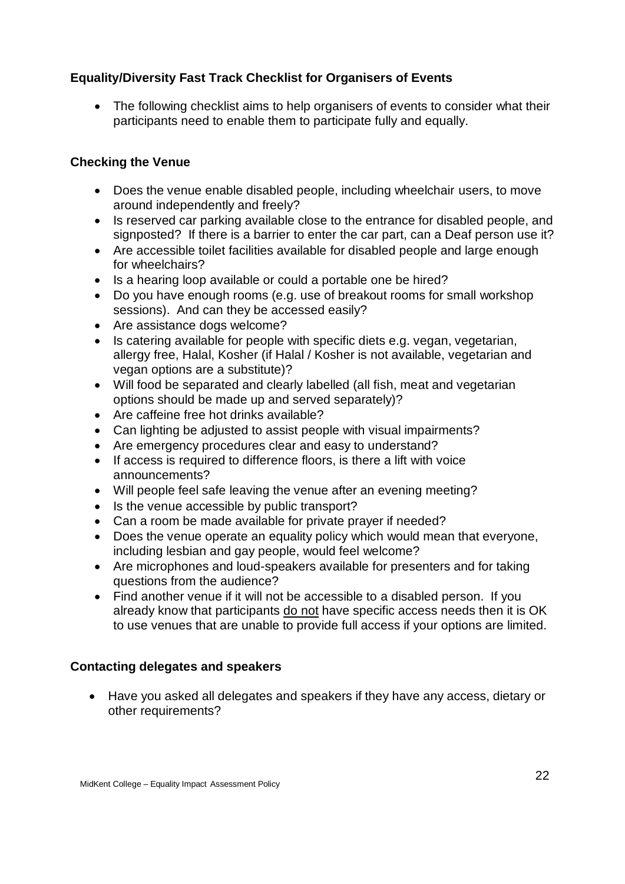**Equality/Diversity Fast Track Checklist for Organisers of Events**

- The following checklist aims to help organisers of events to consider what their participants need to enable them to participate fully and equally.

**Checking the Venue**

- Does the venue enable disabled people, including wheelchair users, to move around independently and freely?
- Is reserved car parking available close to the entrance for disabled people, and signposted? If there is a barrier to enter the car part, can a Deaf person use it?
- Are accessible toilet facilities available for disabled people and large enough for wheelchairs?
- Is a hearing loop available or could a portable one be hired?
- Do you have enough rooms (e.g. use of breakout rooms for small workshop sessions). And can they be accessed easily?
- Are assistance dogs welcome?
- Is catering available for people with specific diets e.g. vegan, vegetarian, allergy free, Halal, Kosher (if Halal / Kosher is not available, vegetarian and vegan options are a substitute)?
- Will food be separated and clearly labelled (all fish, meat and vegetarian options should be made up and served separately)?
- Are caffeine free hot drinks available?
- Can lighting be adjusted to assist people with visual impairments?
- Are emergency procedures clear and easy to understand?
- If access is required to difference floors, is there a lift with voice announcements?
- Will people feel safe leaving the venue after an evening meeting?
- Is the venue accessible by public transport?
- Can a room be made available for private prayer if needed?
- Does the venue operate an equality policy which would mean that everyone, including lesbian and gay people, would feel welcome?
- Are microphones and loud-speakers available for presenters and for taking questions from the audience?
- Find another venue if it will not be accessible to a disabled person. If you already know that participants do not have specific access needs then it is OK to use venues that are unable to provide full access if your options are limited.

**Contacting delegates and speakers**

- Have you asked all delegates and speakers if they have any access, dietary or other requirements?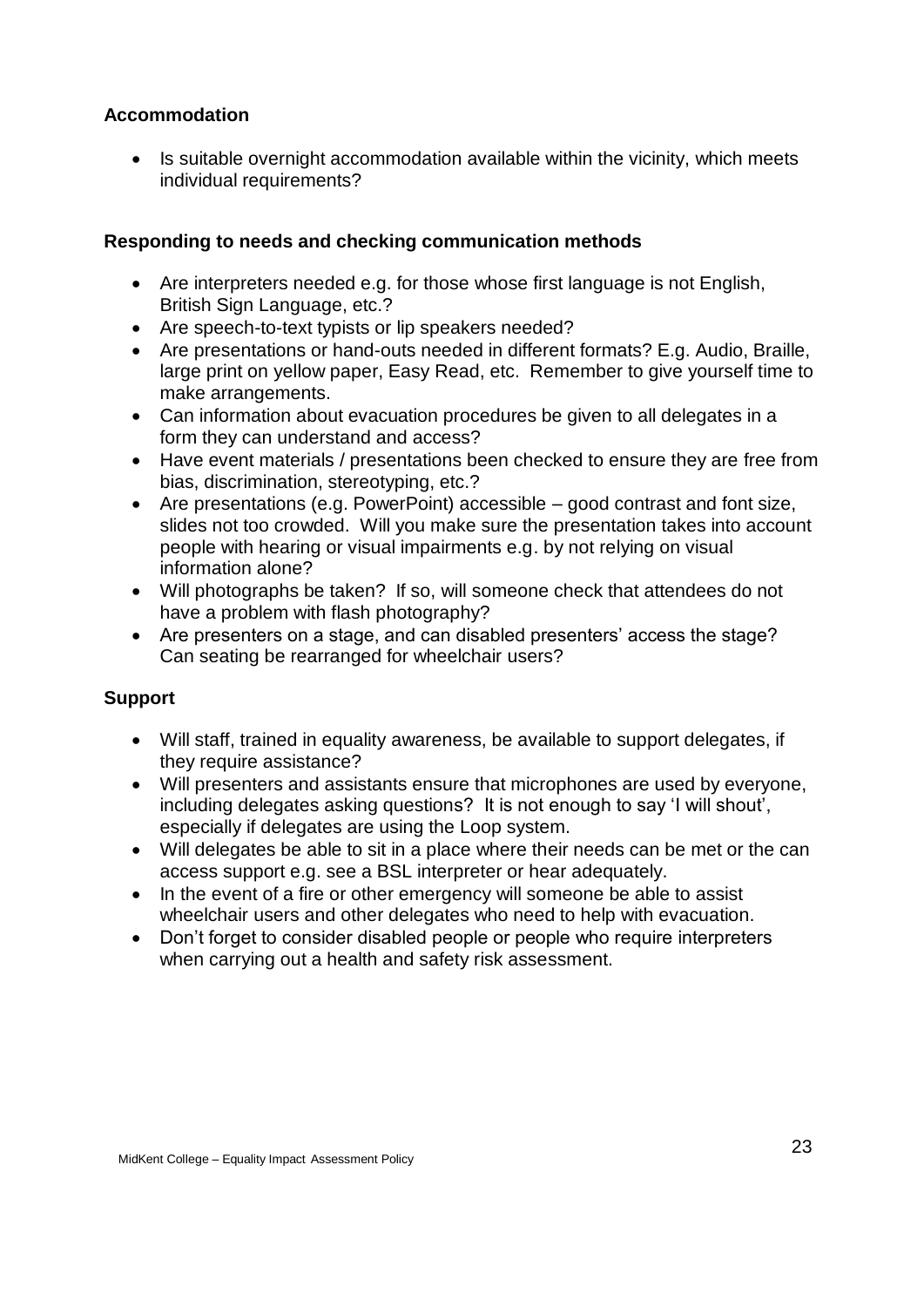### Accommodation

- Is suitable overnight accommodation available within the vicinity, which meets individual requirements?

### Responding to needs and checking communication methods

- Are interpreters needed e.g. for those whose first language is not English, British Sign Language, etc.?
- Are speech-to-text typists or lip speakers needed?
- Are presentations or hand-outs needed in different formats? E.g. Audio, Braille, large print on yellow paper, Easy Read, etc. Remember to give yourself time to make arrangements.
- Can information about evacuation procedures be given to all delegates in a form they can understand and access?
- Have event materials / presentations been checked to ensure they are free from bias, discrimination, stereotyping, etc.?
- Are presentations (e.g. PowerPoint) accessible – good contrast and font size, slides not too crowded. Will you make sure the presentation takes into account people with hearing or visual impairments e.g. by not relying on visual information alone?
- Will photographs be taken? If so, will someone check that attendees do not have a problem with flash photography?
- Are presenters on a stage, and can disabled presenters' access the stage? Can seating be rearranged for wheelchair users?

### Support

- Will staff, trained in equality awareness, be available to support delegates, if they require assistance?
- Will presenters and assistants ensure that microphones are used by everyone, including delegates asking questions? It is not enough to say 'I will shout', especially if delegates are using the Loop system.
- Will delegates be able to sit in a place where their needs can be met or the can access support e.g. see a BSL interpreter or hear adequately.
- In the event of a fire or other emergency will someone be able to assist wheelchair users and other delegates who need to help with evacuation.
- Don't forget to consider disabled people or people who require interpreters when carrying out a health and safety risk assessment.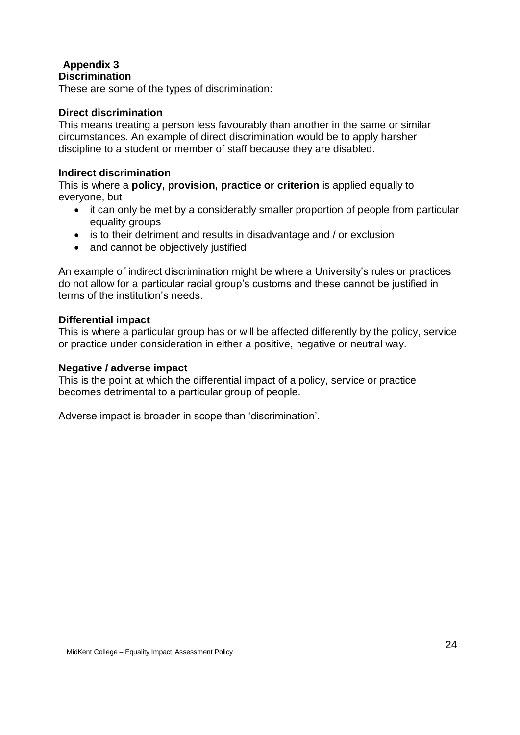## Appendix 3

### Discrimination

These are some of the types of discrimination:

**Direct discrimination**

This means treating a person less favourably than another in the same or similar circumstances. An example of direct discrimination would be to apply harsher discipline to a student or member of staff because they are disabled.

**Indirect discrimination**

This is where a **policy, provision, practice or criterion** is applied equally to everyone, but

- it can only be met by a considerably smaller proportion of people from particular equality groups
- is to their detriment and results in disadvantage and / or exclusion
- and cannot be objectively justified

An example of indirect discrimination might be where a University's rules or practices do not allow for a particular racial group's customs and these cannot be justified in terms of the institution's needs.

**Differential impact**

This is where a particular group has or will be affected differently by the policy, service or practice under consideration in either a positive, negative or neutral way.

**Negative / adverse impact**

This is the point at which the differential impact of a policy, service or practice becomes detrimental to a particular group of people.

Adverse impact is broader in scope than 'discrimination'.